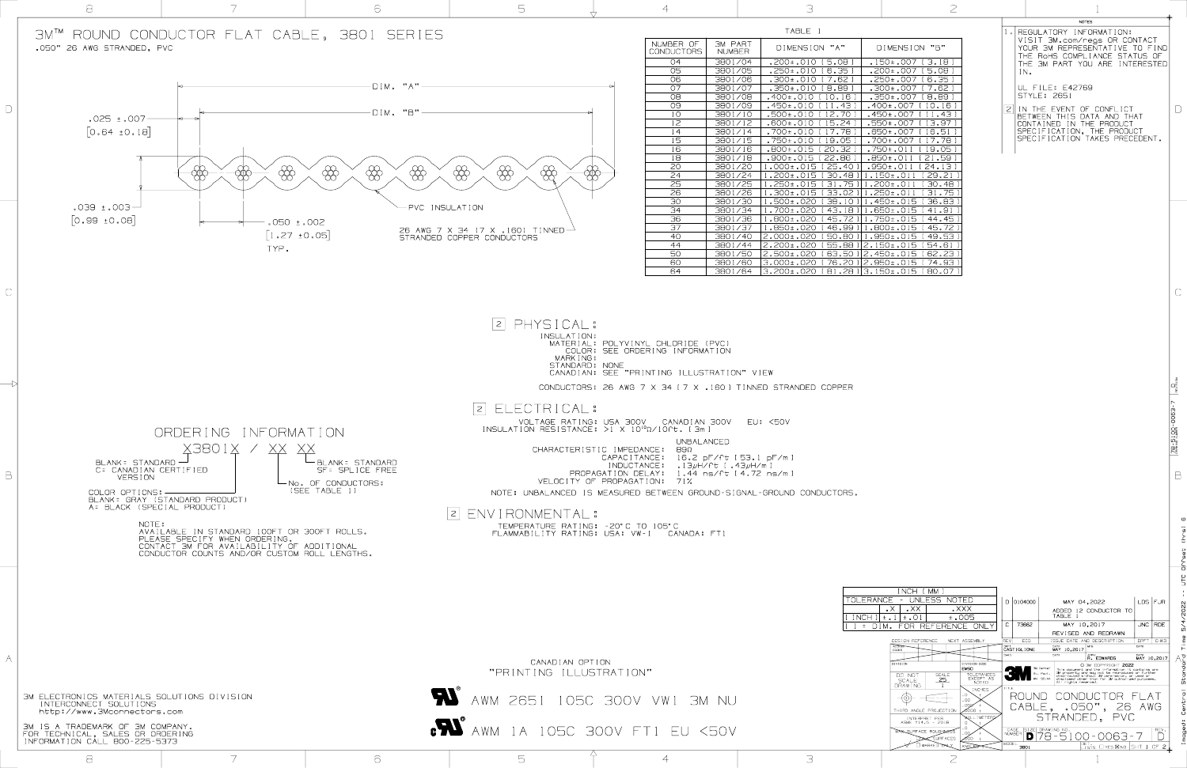# 3M™ ROUND CONDUCTOR FLAT CABLE, 3801 SERIES

.050" 26 AWG STRANDED, PVC

DIM. "A"

DIM. "B"

.025 ±.007 [0.64 ±0.18]

.039 ±.003 [0.99 ±0.08]

.050 ±.002 [1.27 ±0.05] TYP.

PVC INSULATION

26 AWG 7 X 34 (7 X .160) TINNED STRANDED COPPER CONDUCTORS

TABLE 1

| NUMBER OF CONDUCTORS | 3M PART NUMBER | DIMENSION "A" | DIMENSION "B" |
|---|---|---|---|
| 04 | 3801/04 | .200±.010 [5.08] | .150±.007 [3.81] |
| 05 | 3801/05 | .250±.010 [6.35] | .200±.007 [5.08] |
| 06 | 3801/06 | .300±.010 [7.62] | .250±.007 [6.35] |
| 07 | 3801/07 | .350±.010 [8.89] | .300±.007 [7.62] |
| 08 | 3801/08 | .400±.010 [10.16] | .350±.007 [8.89] |
| 09 | 3801/09 | .450±.010 [11.43] | .400±.007 [10.16] |
| 10 | 3801/10 | .500±.010 [12.70] | .450±.007 [11.43] |
| 12 | 3801/12 | .600±.010 [15.24] | .550±.007 [13.97] |
| 14 | 3801/14 | .700±.010 [17.78] | .650±.007 [16.51] |
| 15 | 3801/15 | .750±.010 [19.05] | .700±.007 [17.78] |
| 16 | 3801/16 | .800±.015 [20.32] | .750±.011 [19.05] |
| 18 | 3801/18 | .900±.015 [22.86] | .850±.011 [21.59] |
| 20 | 3801/20 | 1.000±.015 [25.40] | .950±.011 [24.13] |
| 24 | 3801/24 | 1.200±.015 [30.48] | 1.150±.011 [29.21] |
| 25 | 3801/25 | 1.250±.015 [31.75] | 1.200±.011 [30.48] |
| 26 | 3801/26 | 1.300±.015 [33.02] | 1.250±.011 [31.75] |
| 30 | 3801/30 | 1.500±.020 [38.10] | 1.450±.015 [36.83] |
| 34 | 3801/34 | 1.700±.020 [43.18] | 1.650±.015 [41.91] |
| 36 | 3801/36 | 1.800±.020 [45.72] | 1.750±.015 [44.45] |
| 37 | 3801/37 | 1.850±.020 [46.99] | 1.800±.015 [45.72] |
| 40 | 3801/40 | 2.000±.020 [50.80] | 1.950±.015 [49.53] |
| 44 | 3801/44 | 2.200±.020 [55.88] | 2.150±.015 [54.61] |
| 50 | 3801/50 | 2.500±.020 [63.50] | 2.450±.015 [62.23] |
| 60 | 3801/60 | 3.000±.020 [76.20] | 2.950±.015 [74.93] |
| 64 | 3801/64 | 3.200±.020 [81.28] | 3.150±.015 [80.07] |

NOTES

1. REGULATORY INFORMATION: VISIT 3M.com/regs OR CONTACT YOUR 3M REPRESENTATIVE TO FIND THE RoHS COMPLIANCE STATUS OF THE 3M PART YOU ARE INTERESTED IN.

   UL FILE: E42769
   STYLE: 2651

2. IN THE EVENT OF CONFLICT BETWEEN THIS DATA AND THAT CONTAINED IN THE PRODUCT SPECIFICATION, THE PRODUCT SPECIFICATION TAKES PRECEDENT.

## 2 PHYSICAL:

INSULATION:
- MATERIAL: POLYVINYL CHLORIDE (PVC)
- COLOR: SEE ORDERING INFORMATION

MARKING:
- STANDARD: NONE
- CANADIAN: SEE "PRINTING ILLUSTRATION" VIEW

CONDUCTORS: 26 AWG 7 X 34 (7 X .160) TINNED STRANDED COPPER

## 2 ELECTRICAL:

VOLTAGE RATING: USA 300V CANADIAN 300V EU: <50V
INSULATION RESISTANCE: >1 X 10¹⁰Ω/10ft. (3m)

UNBALANCED
- CHARACTERISTIC IMPEDANCE: 89Ω
- CAPACITANCE: 16.2 pF/ft [53.1 pF/m]
- INDUCTANCE: .13μH/ft [.43μH/m]
- PROPAGATION DELAY: 1.44 ns/ft [4.72 ns/m]
- VELOCITY OF PROPAGATION: 71%

NOTE: UNBALANCED IS MEASURED BETWEEN GROUND-SIGNAL-GROUND CONDUCTORS.

## 2 ENVIRONMENTAL:

TEMPERATURE RATING: -20°C TO 105°C
FLAMMABILITY RATING: USA: VW-1 CANADA: FT1

## ORDERING INFORMATION

X3801X / XX XX

- BLANK= STANDARD, C= CANADIAN CERTIFIED VERSION
- BLANK= STANDARD, SF= SPLICE FREE
- No. OF CONDUCTORS: (SEE TABLE 1)

COLOR OPTIONS:
BLANK= GRAY (STANDARD PRODUCT)
A= BLACK (SPECIAL PRODUCT)

NOTE:
AVAILABLE IN STANDARD 100FT OR 300FT ROLLS. PLEASE SPECIFY WHEN ORDERING. CONTACT 3M FOR AVAILABILITY OF ADDITIONAL CONDUCTOR COUNTS AND/OR CUSTOM ROLL LENGTHS.

CANADIAN OPTION
"PRINTING ILLUSTRATION"

AWM 2651 105C 300V VW1 3M NU

AWM 1A 105C 300V FT1 EU <50V

3M ELECTRONICS MATERIALS SOLUTIONS DIVISION
INTERCONNECT SOLUTIONS
http://www.3Mconnectors.com

3M IS A TRADEMARK OF 3M COMPANY.
FOR TECHNICAL, SALES OR ORDERING INFORMATION CALL 800-225-5373

| INCH [MM] | | |
|---|---|---|
| TOLERANCE - UNLESS NOTED | | |
| .X | .XX | .XXX |
| [INCH] ±.1 | ±.01 | ±.005 |
| [ ] = DIM. FOR REFERENCE ONLY | | |

| REV | ECO | ISSUE DATE AND DESCRIPTION | DRFT | CHKD |
|---|---|---|---|---|
| D | 0104000 | MAY 04, 2022 ADDED 12 CONDUCTOR TO TABLE 1 | LDS | FJR |
| C | 73662 | MAY 10, 2017 REVISED AND REDRAWN | JNC | RDE |

ROUND CONDUCTOR FLAT CABLE, .050", 26 AWG STRANDED, PVC

DRAWING NO.: 78-5100-0063-7 REV: D

SIZE: D

MODEL: 3801

SCALE: 25

THIRD ANGLE PROJECTION

© 3M COPYRIGHT 2022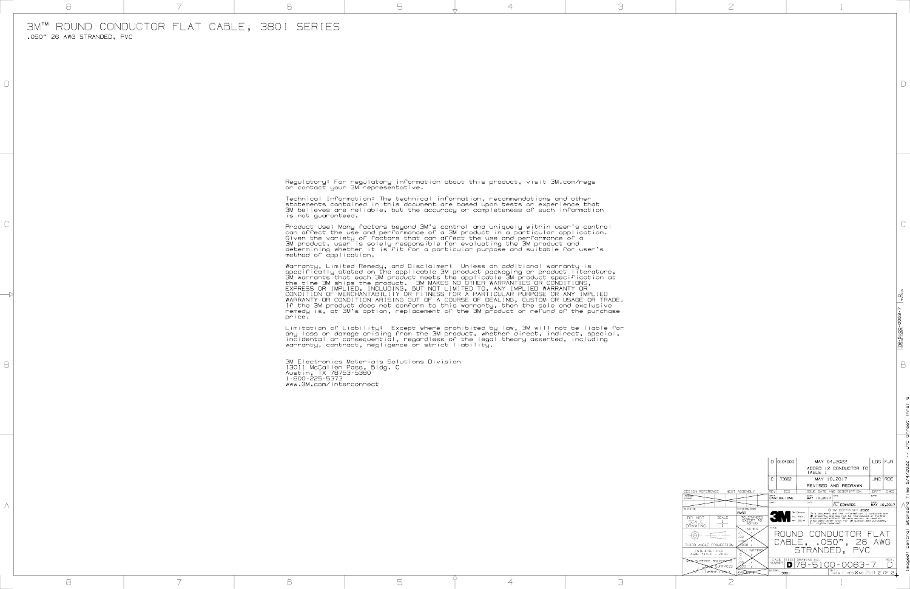# 3M™ ROUND CONDUCTOR FLAT CABLE, 3801 SERIES

.050" 26 AWG STRANDED, PVC

Regulatory: For regulatory information about this product, visit 3M.com/regs or contact your 3M representative.

Technical Information: The technical information, recommendations and other statements contained in this document are based upon tests or experience that 3M believes are reliable, but the accuracy or completeness of such information is not guaranteed.

Product Use: Many factors beyond 3M's control and uniquely within user's control can affect the use and performance of a 3M product in a particular application. Given the variety of factors that can affect the use and performance of a 3M product, user is solely responsible for evaluating the 3M product and determining whether it is fit for a particular purpose and suitable for user's method of application.

Warranty, Limited Remedy, and Disclaimer: Unless an additional warranty is specifically stated on the applicable 3M product packaging or product literature, 3M warrants that each 3M product meets the applicable 3M product specification at the time 3M ships the product. 3M MAKES NO OTHER WARRANTIES OR CONDITIONS, EXPRESS OR IMPLIED, INCLUDING, BUT NOT LIMITED TO, ANY IMPLIED WARRANTY OR CONDITION OF MERCHANTABILITY OR FITNESS FOR A PARTICULAR PURPOSE OR ANY IMPLIED WARRANTY OR CONDITION ARISING OUT OF A COURSE OF DEALING, CUSTOM OR USAGE OR TRADE. If the 3M product does not conform to this warranty, then the sole and exclusive remedy is, at 3M's option, replacement of the 3M product or refund of the purchase price.

Limitation of Liability: Except where prohibited by law, 3M will not be liable for any loss or damage arising from the 3M product, whether direct, indirect, special, incidental or consequential, regardless of the legal theory asserted, including warranty, contract, negligence or strict liability.

3M Electronics Materials Solutions Division
13011 McCallen Pass, Bldg. C
Austin, TX 78753-5380
1-800-225-5373
www.3M.com/interconnect

| REV | ECO | ISSUE DATE AND DESCRIPTION | DFT | CHKD |
|---|---|---|---|---|
| D | 0104000 | MAY 04,2022 ADDED 12 CONDUCTOR TO TABLE 1 | LDS | FJR |
| C | 73662 | MAY 10,2017 REVISED AND REDRAWN | JNC | RDE |

DWN: CASTIGLIONE — MAY 10,2017
APPD: R. EDWARDS — MAY 10,2017

DIVISION CODE: EMSD

© 3M COPYRIGHT 2022. This document and the information it contains are 3M property and may not be reproduced or further distributed without 3M permission, or used or disclosed other than for 3M authorized purposes. All rights reserved.

DO NOT SCALE DRAWING

THIRD ANGLE PROJECTION

TOLERANCES EXCEPT AS NOTED

TITLE: ROUND CONDUCTOR FLAT CABLE, .050", 26 AWG STRANDED, PVC

SIZE: D — DRAWING NO.: 78-5100-0063-7 — REV: D

MODEL: 3801

SHT 2 OF 2